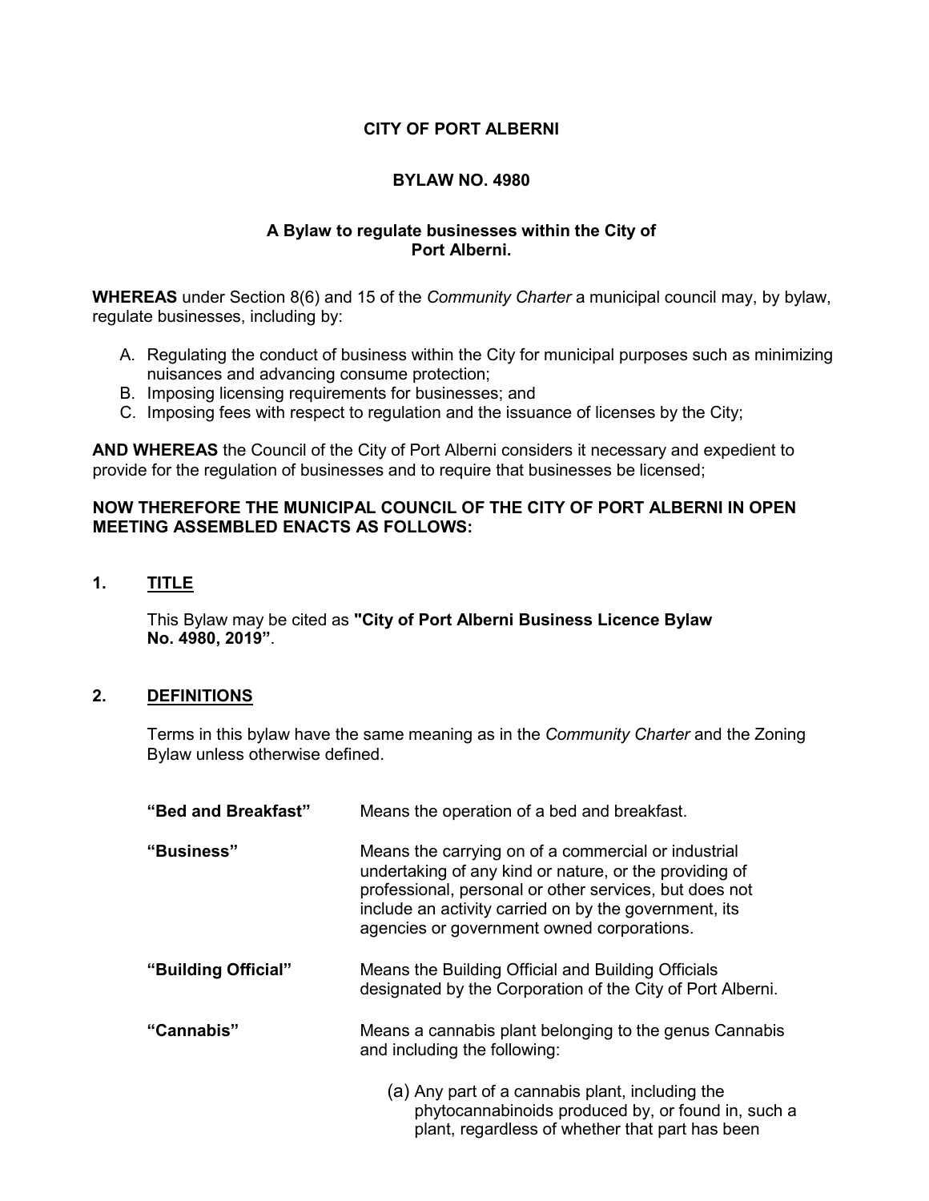**CITY OF PORT ALBERNI**

**BYLAW NO. 4980**

**A Bylaw to regulate businesses within the City of Port Alberni.**

**WHEREAS** under Section 8(6) and 15 of the *Community Charter* a municipal council may, by bylaw, regulate businesses, including by:

A. Regulating the conduct of business within the City for municipal purposes such as minimizing nuisances and advancing consume protection;
B. Imposing licensing requirements for businesses; and
C. Imposing fees with respect to regulation and the issuance of licenses by the City;

**AND WHEREAS** the Council of the City of Port Alberni considers it necessary and expedient to provide for the regulation of businesses and to require that businesses be licensed;

**NOW THEREFORE THE MUNICIPAL COUNCIL OF THE CITY OF PORT ALBERNI IN OPEN MEETING ASSEMBLED ENACTS AS FOLLOWS:**

## 1. TITLE

This Bylaw may be cited as **"City of Port Alberni Business Licence Bylaw No. 4980, 2019"**.

## 2. DEFINITIONS

Terms in this bylaw have the same meaning as in the *Community Charter* and the Zoning Bylaw unless otherwise defined.

**"Bed and Breakfast"** Means the operation of a bed and breakfast.

**"Business"** Means the carrying on of a commercial or industrial undertaking of any kind or nature, or the providing of professional, personal or other services, but does not include an activity carried on by the government, its agencies or government owned corporations.

**"Building Official"** Means the Building Official and Building Officials designated by the Corporation of the City of Port Alberni.

**"Cannabis"** Means a cannabis plant belonging to the genus Cannabis and including the following:

(a) Any part of a cannabis plant, including the phytocannabinoids produced by, or found in, such a plant, regardless of whether that part has been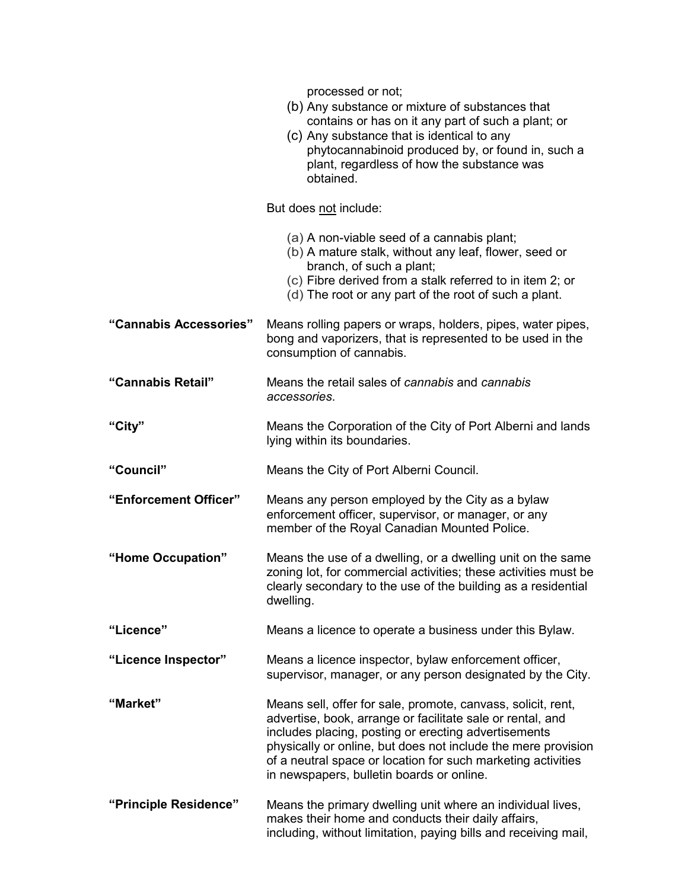processed or not;

(b) Any substance or mixture of substances that contains or has on it any part of such a plant; or
(c) Any substance that is identical to any phytocannabinoid produced by, or found in, such a plant, regardless of how the substance was obtained.

But does <u>not</u> include:

(a) A non-viable seed of a cannabis plant;
(b) A mature stalk, without any leaf, flower, seed or branch, of such a plant;
(c) Fibre derived from a stalk referred to in item 2; or
(d) The root or any part of the root of such a plant.

**"Cannabis Accessories"** Means rolling papers or wraps, holders, pipes, water pipes, bong and vaporizers, that is represented to be used in the consumption of cannabis.

**"Cannabis Retail"** Means the retail sales of *cannabis* and *cannabis accessories*.

**"City"** Means the Corporation of the City of Port Alberni and lands lying within its boundaries.

**"Council"** Means the City of Port Alberni Council.

**"Enforcement Officer"** Means any person employed by the City as a bylaw enforcement officer, supervisor, or manager, or any member of the Royal Canadian Mounted Police.

**"Home Occupation"** Means the use of a dwelling, or a dwelling unit on the same zoning lot, for commercial activities; these activities must be clearly secondary to the use of the building as a residential dwelling.

**"Licence"** Means a licence to operate a business under this Bylaw.

**"Licence Inspector"** Means a licence inspector, bylaw enforcement officer, supervisor, manager, or any person designated by the City.

**"Market"** Means sell, offer for sale, promote, canvass, solicit, rent, advertise, book, arrange or facilitate sale or rental, and includes placing, posting or erecting advertisements physically or online, but does not include the mere provision of a neutral space or location for such marketing activities in newspapers, bulletin boards or online.

**"Principle Residence"** Means the primary dwelling unit where an individual lives, makes their home and conducts their daily affairs, including, without limitation, paying bills and receiving mail,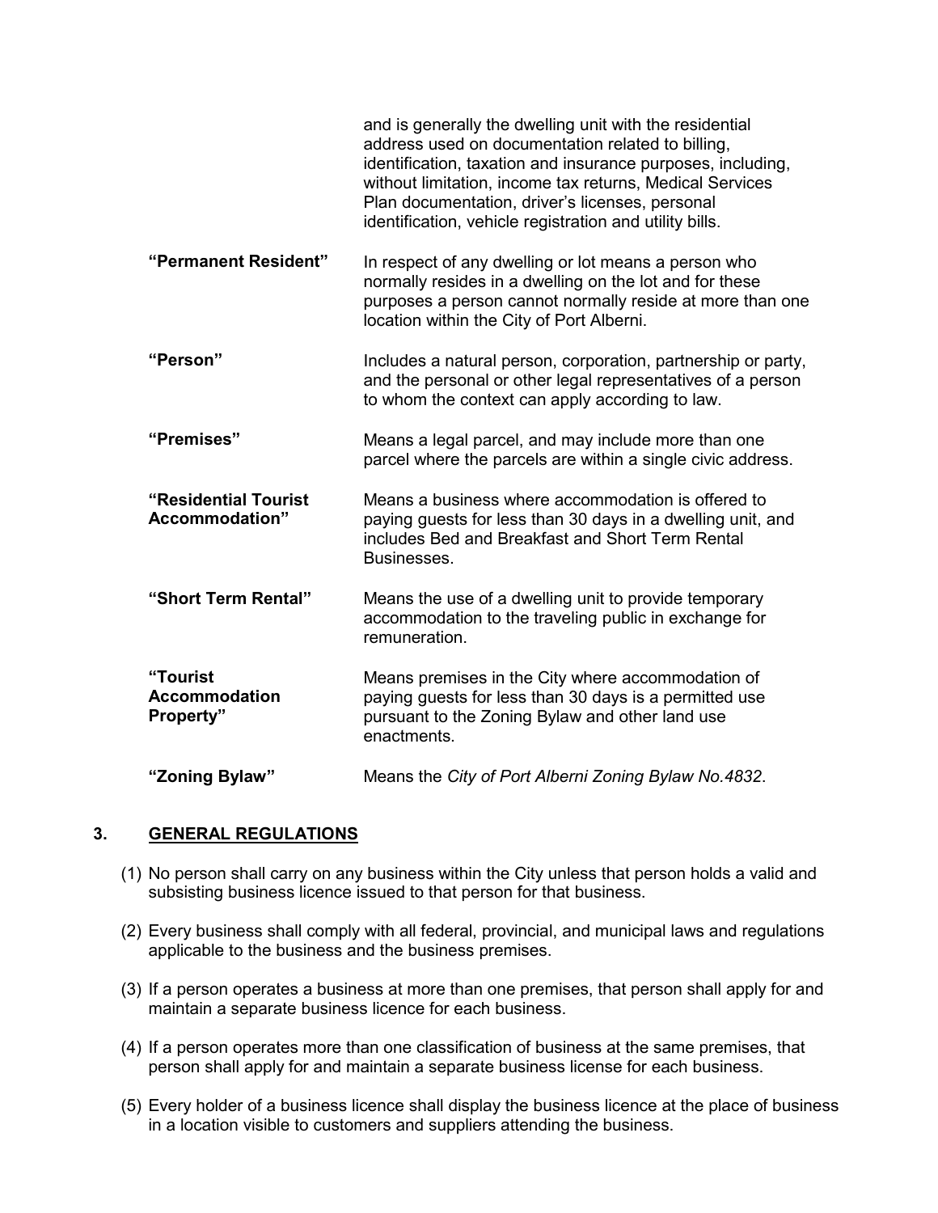| | |
|---|---|
| | and is generally the dwelling unit with the residential address used on documentation related to billing, identification, taxation and insurance purposes, including, without limitation, income tax returns, Medical Services Plan documentation, driver's licenses, personal identification, vehicle registration and utility bills. |
| **"Permanent Resident"** | In respect of any dwelling or lot means a person who normally resides in a dwelling on the lot and for these purposes a person cannot normally reside at more than one location within the City of Port Alberni. |
| **"Person"** | Includes a natural person, corporation, partnership or party, and the personal or other legal representatives of a person to whom the context can apply according to law. |
| **"Premises"** | Means a legal parcel, and may include more than one parcel where the parcels are within a single civic address. |
| **"Residential Tourist Accommodation"** | Means a business where accommodation is offered to paying guests for less than 30 days in a dwelling unit, and includes Bed and Breakfast and Short Term Rental Businesses. |
| **"Short Term Rental"** | Means the use of a dwelling unit to provide temporary accommodation to the traveling public in exchange for remuneration. |
| **"Tourist Accommodation Property"** | Means premises in the City where accommodation of paying guests for less than 30 days is a permitted use pursuant to the Zoning Bylaw and other land use enactments. |
| **"Zoning Bylaw"** | Means the *City of Port Alberni Zoning Bylaw No.4832*. |

## 3. GENERAL REGULATIONS

(1) No person shall carry on any business within the City unless that person holds a valid and subsisting business licence issued to that person for that business.

(2) Every business shall comply with all federal, provincial, and municipal laws and regulations applicable to the business and the business premises.

(3) If a person operates a business at more than one premises, that person shall apply for and maintain a separate business licence for each business.

(4) If a person operates more than one classification of business at the same premises, that person shall apply for and maintain a separate business license for each business.

(5) Every holder of a business licence shall display the business licence at the place of business in a location visible to customers and suppliers attending the business.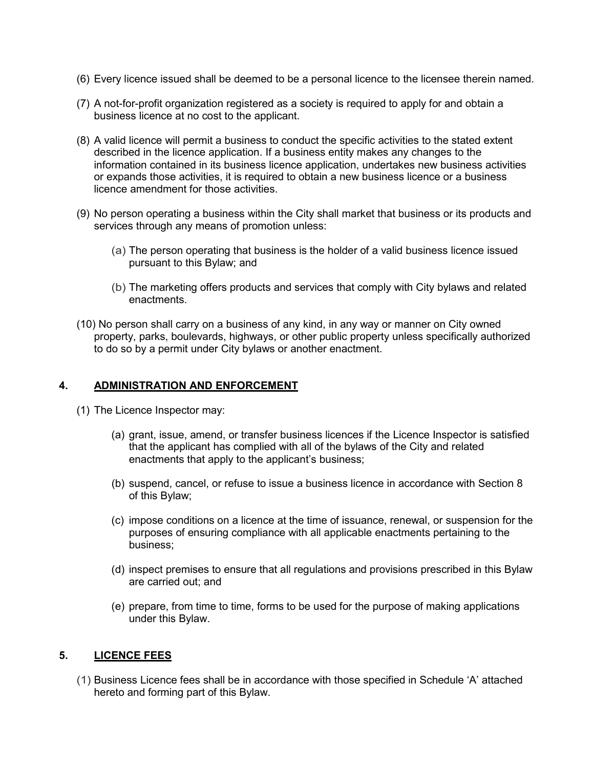(6) Every licence issued shall be deemed to be a personal licence to the licensee therein named.

(7) A not-for-profit organization registered as a society is required to apply for and obtain a business licence at no cost to the applicant.

(8) A valid licence will permit a business to conduct the specific activities to the stated extent described in the licence application. If a business entity makes any changes to the information contained in its business licence application, undertakes new business activities or expands those activities, it is required to obtain a new business licence or a business licence amendment for those activities.

(9) No person operating a business within the City shall market that business or its products and services through any means of promotion unless:

  (a) The person operating that business is the holder of a valid business licence issued pursuant to this Bylaw; and

  (b) The marketing offers products and services that comply with City bylaws and related enactments.

(10) No person shall carry on a business of any kind, in any way or manner on City owned property, parks, boulevards, highways, or other public property unless specifically authorized to do so by a permit under City bylaws or another enactment.

## 4. ADMINISTRATION AND ENFORCEMENT

(1) The Licence Inspector may:

  (a) grant, issue, amend, or transfer business licences if the Licence Inspector is satisfied that the applicant has complied with all of the bylaws of the City and related enactments that apply to the applicant's business;

  (b) suspend, cancel, or refuse to issue a business licence in accordance with Section 8 of this Bylaw;

  (c) impose conditions on a licence at the time of issuance, renewal, or suspension for the purposes of ensuring compliance with all applicable enactments pertaining to the business;

  (d) inspect premises to ensure that all regulations and provisions prescribed in this Bylaw are carried out; and

  (e) prepare, from time to time, forms to be used for the purpose of making applications under this Bylaw.

## 5. LICENCE FEES

(1) Business Licence fees shall be in accordance with those specified in Schedule 'A' attached hereto and forming part of this Bylaw.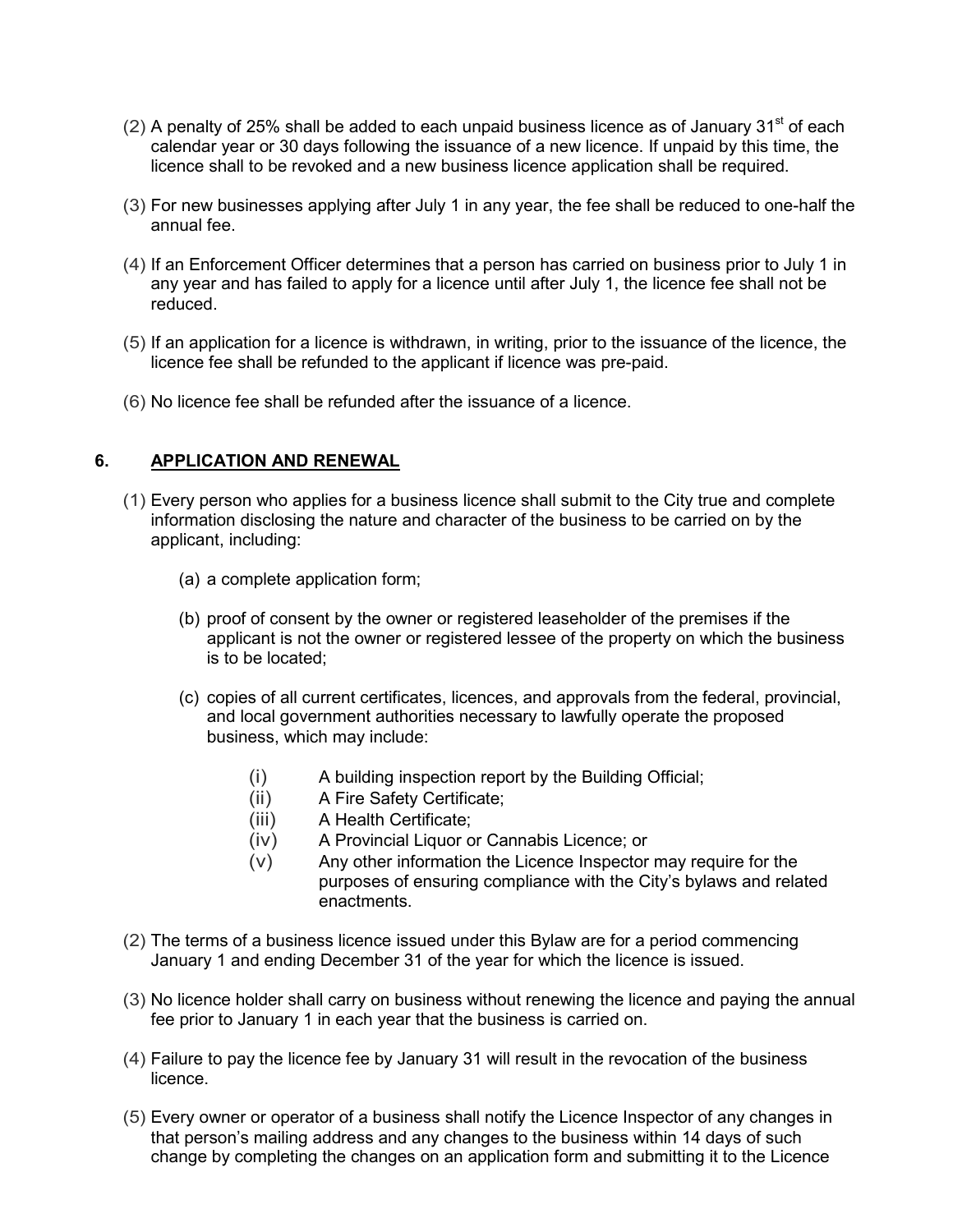(2) A penalty of 25% shall be added to each unpaid business licence as of January 31st of each calendar year or 30 days following the issuance of a new licence. If unpaid by this time, the licence shall to be revoked and a new business licence application shall be required.

(3) For new businesses applying after July 1 in any year, the fee shall be reduced to one-half the annual fee.

(4) If an Enforcement Officer determines that a person has carried on business prior to July 1 in any year and has failed to apply for a licence until after July 1, the licence fee shall not be reduced.

(5) If an application for a licence is withdrawn, in writing, prior to the issuance of the licence, the licence fee shall be refunded to the applicant if licence was pre-paid.

(6) No licence fee shall be refunded after the issuance of a licence.

## 6. <u>APPLICATION AND RENEWAL</u>

(1) Every person who applies for a business licence shall submit to the City true and complete information disclosing the nature and character of the business to be carried on by the applicant, including:

   (a) a complete application form;

   (b) proof of consent by the owner or registered leaseholder of the premises if the applicant is not the owner or registered lessee of the property on which the business is to be located;

   (c) copies of all current certificates, licences, and approvals from the federal, provincial, and local government authorities necessary to lawfully operate the proposed business, which may include:

      (i) A building inspection report by the Building Official;
      (ii) A Fire Safety Certificate;
      (iii) A Health Certificate;
      (iv) A Provincial Liquor or Cannabis Licence; or
      (v) Any other information the Licence Inspector may require for the purposes of ensuring compliance with the City's bylaws and related enactments.

(2) The terms of a business licence issued under this Bylaw are for a period commencing January 1 and ending December 31 of the year for which the licence is issued.

(3) No licence holder shall carry on business without renewing the licence and paying the annual fee prior to January 1 in each year that the business is carried on.

(4) Failure to pay the licence fee by January 31 will result in the revocation of the business licence.

(5) Every owner or operator of a business shall notify the Licence Inspector of any changes in that person's mailing address and any changes to the business within 14 days of such change by completing the changes on an application form and submitting it to the Licence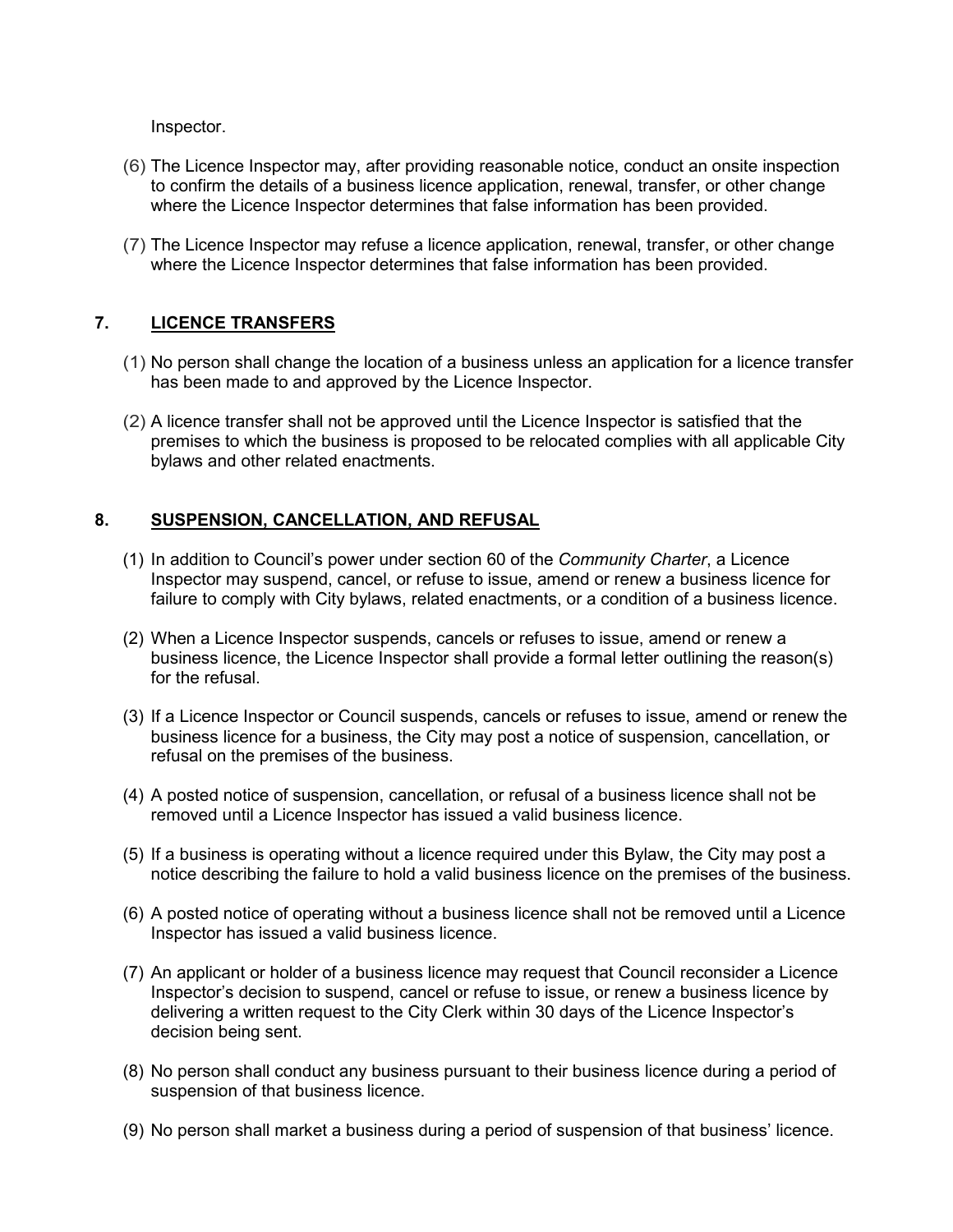Inspector.

(6) The Licence Inspector may, after providing reasonable notice, conduct an onsite inspection to confirm the details of a business licence application, renewal, transfer, or other change where the Licence Inspector determines that false information has been provided.

(7) The Licence Inspector may refuse a licence application, renewal, transfer, or other change where the Licence Inspector determines that false information has been provided.

## 7. LICENCE TRANSFERS

(1) No person shall change the location of a business unless an application for a licence transfer has been made to and approved by the Licence Inspector.

(2) A licence transfer shall not be approved until the Licence Inspector is satisfied that the premises to which the business is proposed to be relocated complies with all applicable City bylaws and other related enactments.

## 8. SUSPENSION, CANCELLATION, AND REFUSAL

(1) In addition to Council's power under section 60 of the *Community Charter*, a Licence Inspector may suspend, cancel, or refuse to issue, amend or renew a business licence for failure to comply with City bylaws, related enactments, or a condition of a business licence.

(2) When a Licence Inspector suspends, cancels or refuses to issue, amend or renew a business licence, the Licence Inspector shall provide a formal letter outlining the reason(s) for the refusal.

(3) If a Licence Inspector or Council suspends, cancels or refuses to issue, amend or renew the business licence for a business, the City may post a notice of suspension, cancellation, or refusal on the premises of the business.

(4) A posted notice of suspension, cancellation, or refusal of a business licence shall not be removed until a Licence Inspector has issued a valid business licence.

(5) If a business is operating without a licence required under this Bylaw, the City may post a notice describing the failure to hold a valid business licence on the premises of the business.

(6) A posted notice of operating without a business licence shall not be removed until a Licence Inspector has issued a valid business licence.

(7) An applicant or holder of a business licence may request that Council reconsider a Licence Inspector's decision to suspend, cancel or refuse to issue, or renew a business licence by delivering a written request to the City Clerk within 30 days of the Licence Inspector's decision being sent.

(8) No person shall conduct any business pursuant to their business licence during a period of suspension of that business licence.

(9) No person shall market a business during a period of suspension of that business' licence.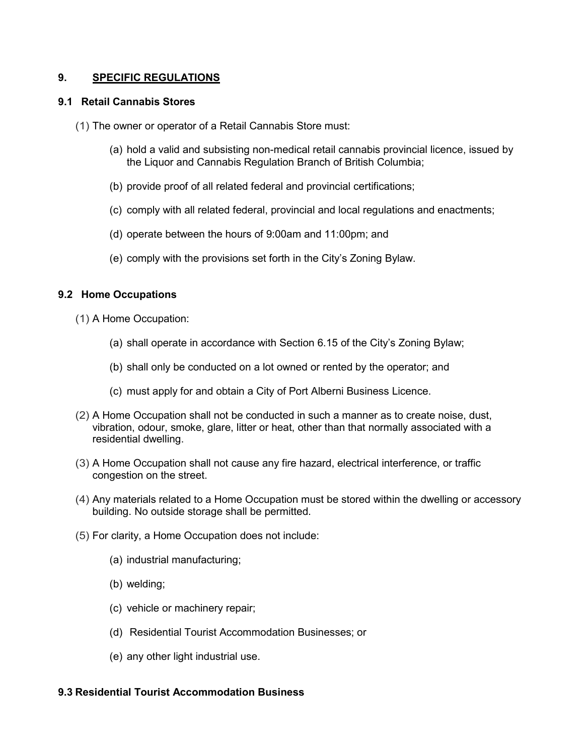## 9. <u>SPECIFIC REGULATIONS</u>

### 9.1 Retail Cannabis Stores

(1) The owner or operator of a Retail Cannabis Store must:

- (a) hold a valid and subsisting non-medical retail cannabis provincial licence, issued by the Liquor and Cannabis Regulation Branch of British Columbia;
- (b) provide proof of all related federal and provincial certifications;
- (c) comply with all related federal, provincial and local regulations and enactments;
- (d) operate between the hours of 9:00am and 11:00pm; and
- (e) comply with the provisions set forth in the City's Zoning Bylaw.

### 9.2 Home Occupations

(1) A Home Occupation:

- (a) shall operate in accordance with Section 6.15 of the City's Zoning Bylaw;
- (b) shall only be conducted on a lot owned or rented by the operator; and
- (c) must apply for and obtain a City of Port Alberni Business Licence.

(2) A Home Occupation shall not be conducted in such a manner as to create noise, dust, vibration, odour, smoke, glare, litter or heat, other than that normally associated with a residential dwelling.

(3) A Home Occupation shall not cause any fire hazard, electrical interference, or traffic congestion on the street.

(4) Any materials related to a Home Occupation must be stored within the dwelling or accessory building. No outside storage shall be permitted.

(5) For clarity, a Home Occupation does not include:

- (a) industrial manufacturing;
- (b) welding;
- (c) vehicle or machinery repair;
- (d) Residential Tourist Accommodation Businesses; or
- (e) any other light industrial use.

### 9.3 Residential Tourist Accommodation Business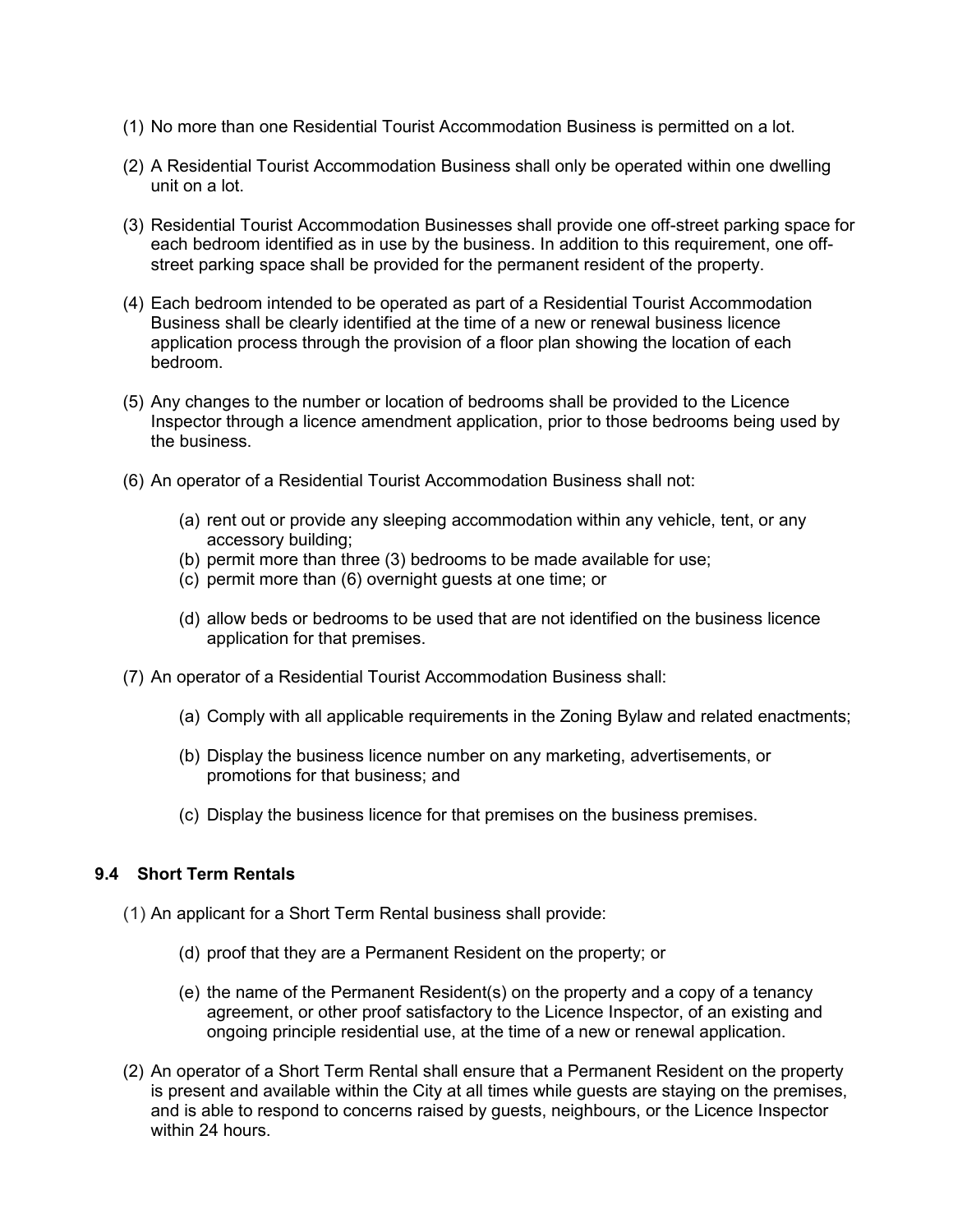(1) No more than one Residential Tourist Accommodation Business is permitted on a lot.

(2) A Residential Tourist Accommodation Business shall only be operated within one dwelling unit on a lot.

(3) Residential Tourist Accommodation Businesses shall provide one off-street parking space for each bedroom identified as in use by the business. In addition to this requirement, one off-street parking space shall be provided for the permanent resident of the property.

(4) Each bedroom intended to be operated as part of a Residential Tourist Accommodation Business shall be clearly identified at the time of a new or renewal business licence application process through the provision of a floor plan showing the location of each bedroom.

(5) Any changes to the number or location of bedrooms shall be provided to the Licence Inspector through a licence amendment application, prior to those bedrooms being used by the business.

(6) An operator of a Residential Tourist Accommodation Business shall not:

   (a) rent out or provide any sleeping accommodation within any vehicle, tent, or any accessory building;
   (b) permit more than three (3) bedrooms to be made available for use;
   (c) permit more than (6) overnight guests at one time; or

   (d) allow beds or bedrooms to be used that are not identified on the business licence application for that premises.

(7) An operator of a Residential Tourist Accommodation Business shall:

   (a) Comply with all applicable requirements in the Zoning Bylaw and related enactments;

   (b) Display the business licence number on any marketing, advertisements, or promotions for that business; and

   (c) Display the business licence for that premises on the business premises.

### 9.4 Short Term Rentals

(1) An applicant for a Short Term Rental business shall provide:

   (d) proof that they are a Permanent Resident on the property; or

   (e) the name of the Permanent Resident(s) on the property and a copy of a tenancy agreement, or other proof satisfactory to the Licence Inspector, of an existing and ongoing principle residential use, at the time of a new or renewal application.

(2) An operator of a Short Term Rental shall ensure that a Permanent Resident on the property is present and available within the City at all times while guests are staying on the premises, and is able to respond to concerns raised by guests, neighbours, or the Licence Inspector within 24 hours.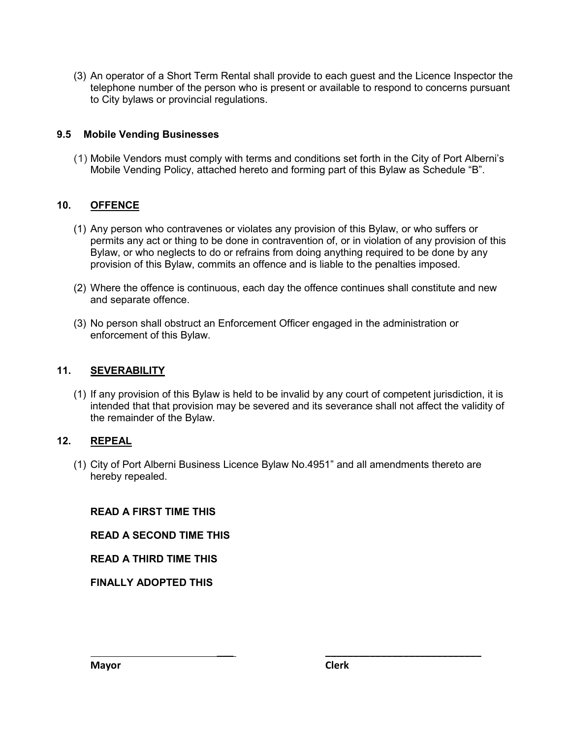(3) An operator of a Short Term Rental shall provide to each guest and the Licence Inspector the telephone number of the person who is present or available to respond to concerns pursuant to City bylaws or provincial regulations.

### 9.5 Mobile Vending Businesses

(1) Mobile Vendors must comply with terms and conditions set forth in the City of Port Alberni's Mobile Vending Policy, attached hereto and forming part of this Bylaw as Schedule "B".

## 10. <u>OFFENCE</u>

(1) Any person who contravenes or violates any provision of this Bylaw, or who suffers or permits any act or thing to be done in contravention of, or in violation of any provision of this Bylaw, or who neglects to do or refrains from doing anything required to be done by any provision of this Bylaw, commits an offence and is liable to the penalties imposed.

(2) Where the offence is continuous, each day the offence continues shall constitute and new and separate offence.

(3) No person shall obstruct an Enforcement Officer engaged in the administration or enforcement of this Bylaw.

## 11. <u>SEVERABILITY</u>

(1) If any provision of this Bylaw is held to be invalid by any court of competent jurisdiction, it is intended that that provision may be severed and its severance shall not affect the validity of the remainder of the Bylaw.

## 12. <u>REPEAL</u>

(1) City of Port Alberni Business Licence Bylaw No.4951" and all amendments thereto are hereby repealed.

**READ A FIRST TIME THIS**

**READ A SECOND TIME THIS**

**READ A THIRD TIME THIS**

**FINALLY ADOPTED THIS**

\_\_\_\_\_\_\_\_\_\_\_\_\_\_\_\_\_\_\_\_\_\_\_\_\_\_\_\_ \_\_\_\_\_\_\_\_\_\_\_\_\_\_\_\_\_\_\_\_\_\_\_\_\_\_\_\_

**Mayor** **Clerk**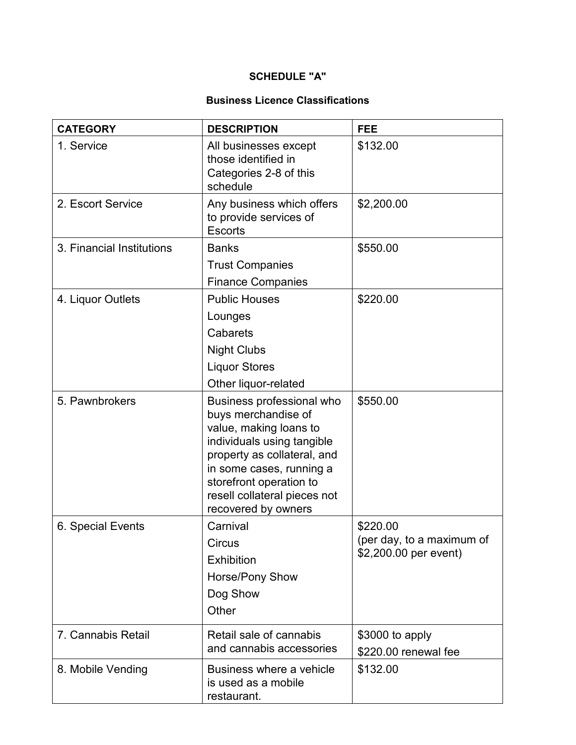**SCHEDULE "A"**

**Business Licence Classifications**

| CATEGORY | DESCRIPTION | FEE |
|---|---|---|
| 1. Service | All businesses except those identified in Categories 2-8 of this schedule | $132.00 |
| 2. Escort Service | Any business which offers to provide services of Escorts | $2,200.00 |
| 3. Financial Institutions | Banks<br>Trust Companies<br>Finance Companies | $550.00 |
| 4. Liquor Outlets | Public Houses<br>Lounges<br>Cabarets<br>Night Clubs<br>Liquor Stores<br>Other liquor-related | $220.00 |
| 5. Pawnbrokers | Business professional who buys merchandise of value, making loans to individuals using tangible property as collateral, and in some cases, running a storefront operation to resell collateral pieces not recovered by owners | $550.00 |
| 6. Special Events | Carnival<br>Circus<br>Exhibition<br>Horse/Pony Show<br>Dog Show<br>Other | $220.00<br>(per day, to a maximum of $2,200.00 per event) |
| 7. Cannabis Retail | Retail sale of cannabis and cannabis accessories | $3000 to apply<br>$220.00 renewal fee |
| 8. Mobile Vending | Business where a vehicle is used as a mobile restaurant. | $132.00 |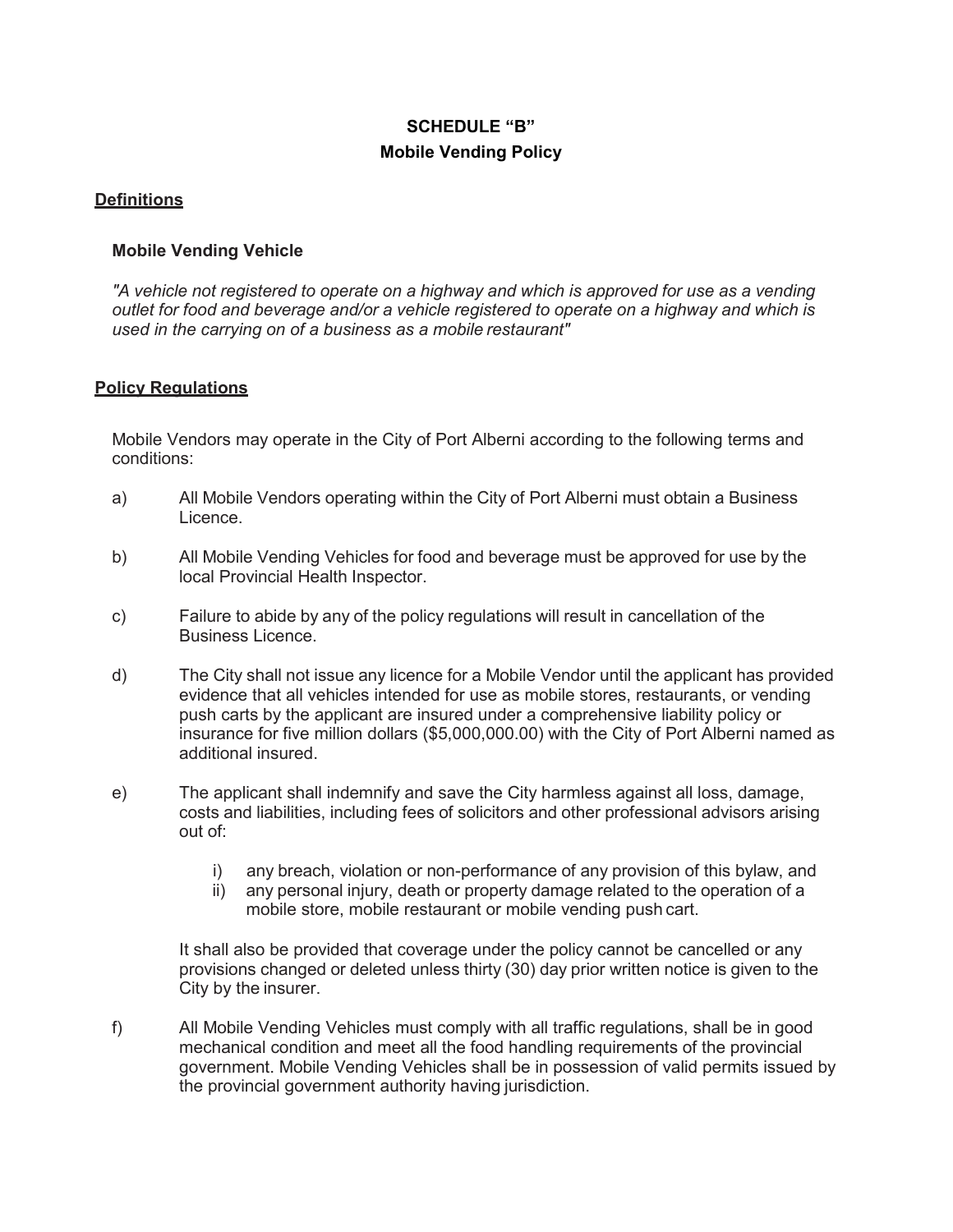# SCHEDULE "B"
## Mobile Vending Policy

### Definitions

**Mobile Vending Vehicle**

*"A vehicle not registered to operate on a highway and which is approved for use as a vending outlet for food and beverage and/or a vehicle registered to operate on a highway and which is used in the carrying on of a business as a mobile restaurant"*

### Policy Regulations

Mobile Vendors may operate in the City of Port Alberni according to the following terms and conditions:

a) All Mobile Vendors operating within the City of Port Alberni must obtain a Business Licence.

b) All Mobile Vending Vehicles for food and beverage must be approved for use by the local Provincial Health Inspector.

c) Failure to abide by any of the policy regulations will result in cancellation of the Business Licence.

d) The City shall not issue any licence for a Mobile Vendor until the applicant has provided evidence that all vehicles intended for use as mobile stores, restaurants, or vending push carts by the applicant are insured under a comprehensive liability policy or insurance for five million dollars ($5,000,000.00) with the City of Port Alberni named as additional insured.

e) The applicant shall indemnify and save the City harmless against all loss, damage, costs and liabilities, including fees of solicitors and other professional advisors arising out of:

   i) any breach, violation or non-performance of any provision of this bylaw, and
   ii) any personal injury, death or property damage related to the operation of a mobile store, mobile restaurant or mobile vending push cart.

   It shall also be provided that coverage under the policy cannot be cancelled or any provisions changed or deleted unless thirty (30) day prior written notice is given to the City by the insurer.

f) All Mobile Vending Vehicles must comply with all traffic regulations, shall be in good mechanical condition and meet all the food handling requirements of the provincial government. Mobile Vending Vehicles shall be in possession of valid permits issued by the provincial government authority having jurisdiction.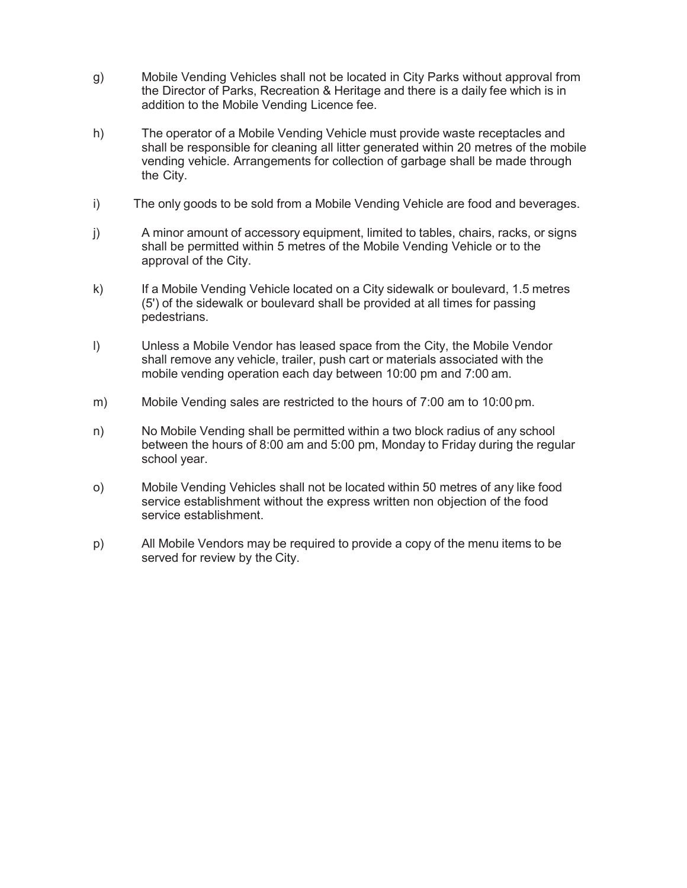g) Mobile Vending Vehicles shall not be located in City Parks without approval from the Director of Parks, Recreation & Heritage and there is a daily fee which is in addition to the Mobile Vending Licence fee.

h) The operator of a Mobile Vending Vehicle must provide waste receptacles and shall be responsible for cleaning all litter generated within 20 metres of the mobile vending vehicle. Arrangements for collection of garbage shall be made through the City.

i) The only goods to be sold from a Mobile Vending Vehicle are food and beverages.

j) A minor amount of accessory equipment, limited to tables, chairs, racks, or signs shall be permitted within 5 metres of the Mobile Vending Vehicle or to the approval of the City.

k) If a Mobile Vending Vehicle located on a City sidewalk or boulevard, 1.5 metres (5') of the sidewalk or boulevard shall be provided at all times for passing pedestrians.

l) Unless a Mobile Vendor has leased space from the City, the Mobile Vendor shall remove any vehicle, trailer, push cart or materials associated with the mobile vending operation each day between 10:00 pm and 7:00 am.

m) Mobile Vending sales are restricted to the hours of 7:00 am to 10:00 pm.

n) No Mobile Vending shall be permitted within a two block radius of any school between the hours of 8:00 am and 5:00 pm, Monday to Friday during the regular school year.

o) Mobile Vending Vehicles shall not be located within 50 metres of any like food service establishment without the express written non objection of the food service establishment.

p) All Mobile Vendors may be required to provide a copy of the menu items to be served for review by the City.